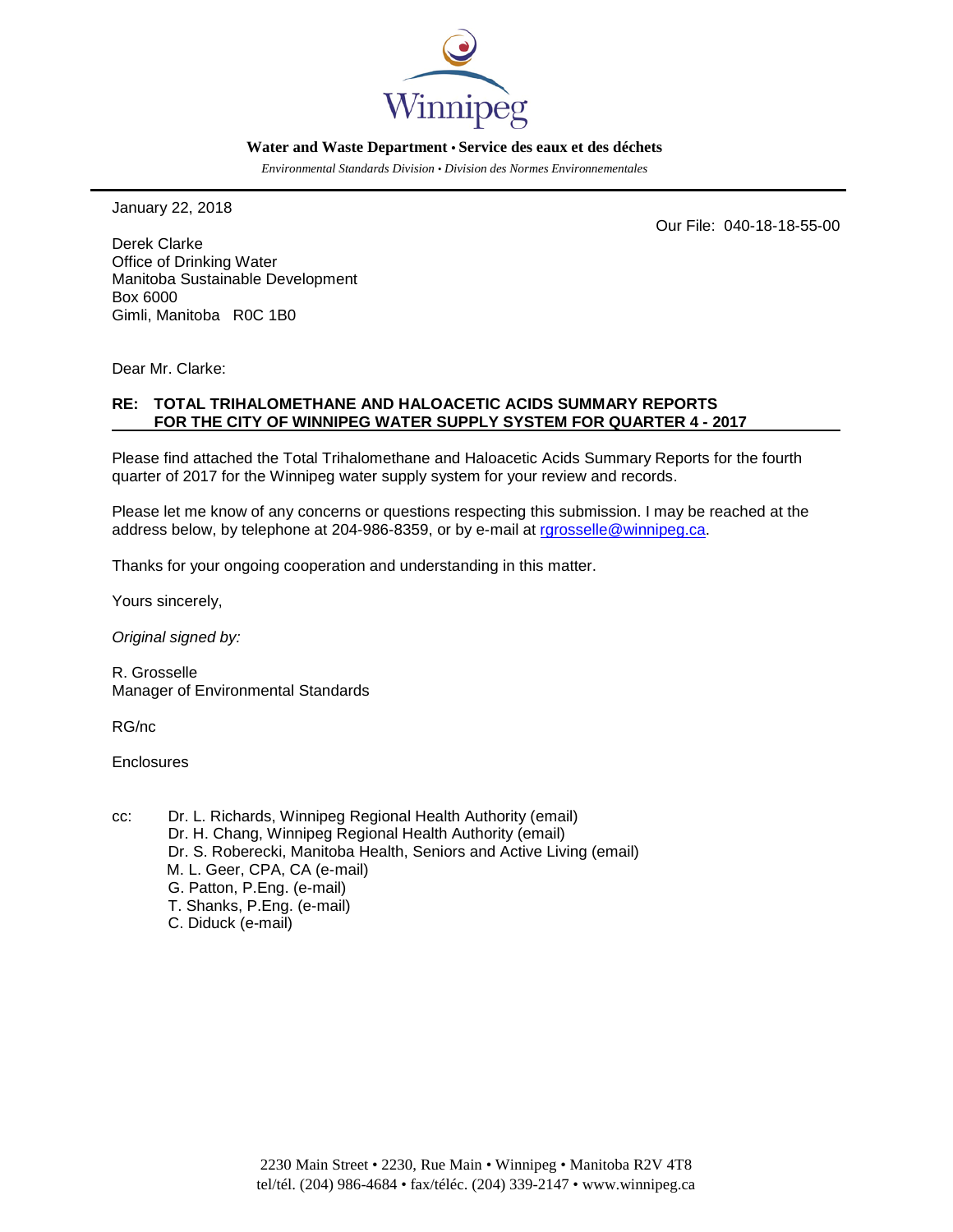Winnipeg

**Water and Waste Department • Service des eaux et des déchets**

*Environmental Standards Division • Division des Normes Environnementales*

---

January 22, 2018

Our File: 040-18-18-55-00

Derek Clarke
Office of Drinking Water
Manitoba Sustainable Development
Box 6000
Gimli, Manitoba R0C 1B0

Dear Mr. Clarke:

**RE: TOTAL TRIHALOMETHANE AND HALOACETIC ACIDS SUMMARY REPORTS FOR THE CITY OF WINNIPEG WATER SUPPLY SYSTEM FOR QUARTER 4 - 2017**

Please find attached the Total Trihalomethane and Haloacetic Acids Summary Reports for the fourth quarter of 2017 for the Winnipeg water supply system for your review and records.

Please let me know of any concerns or questions respecting this submission. I may be reached at the address below, by telephone at 204-986-8359, or by e-mail at rgrosselle@winnipeg.ca.

Thanks for your ongoing cooperation and understanding in this matter.

Yours sincerely,

*Original signed by:*

R. Grosselle
Manager of Environmental Standards

RG/nc

Enclosures

cc: Dr. L. Richards, Winnipeg Regional Health Authority (email)
Dr. H. Chang, Winnipeg Regional Health Authority (email)
Dr. S. Roberecki, Manitoba Health, Seniors and Active Living (email)
M. L. Geer, CPA, CA (e-mail)
G. Patton, P.Eng. (e-mail)
T. Shanks, P.Eng. (e-mail)
C. Diduck (e-mail)

2230 Main Street • 2230, Rue Main • Winnipeg • Manitoba R2V 4T8
tel/tél. (204) 986-4684 • fax/téléc. (204) 339-2147 • www.winnipeg.ca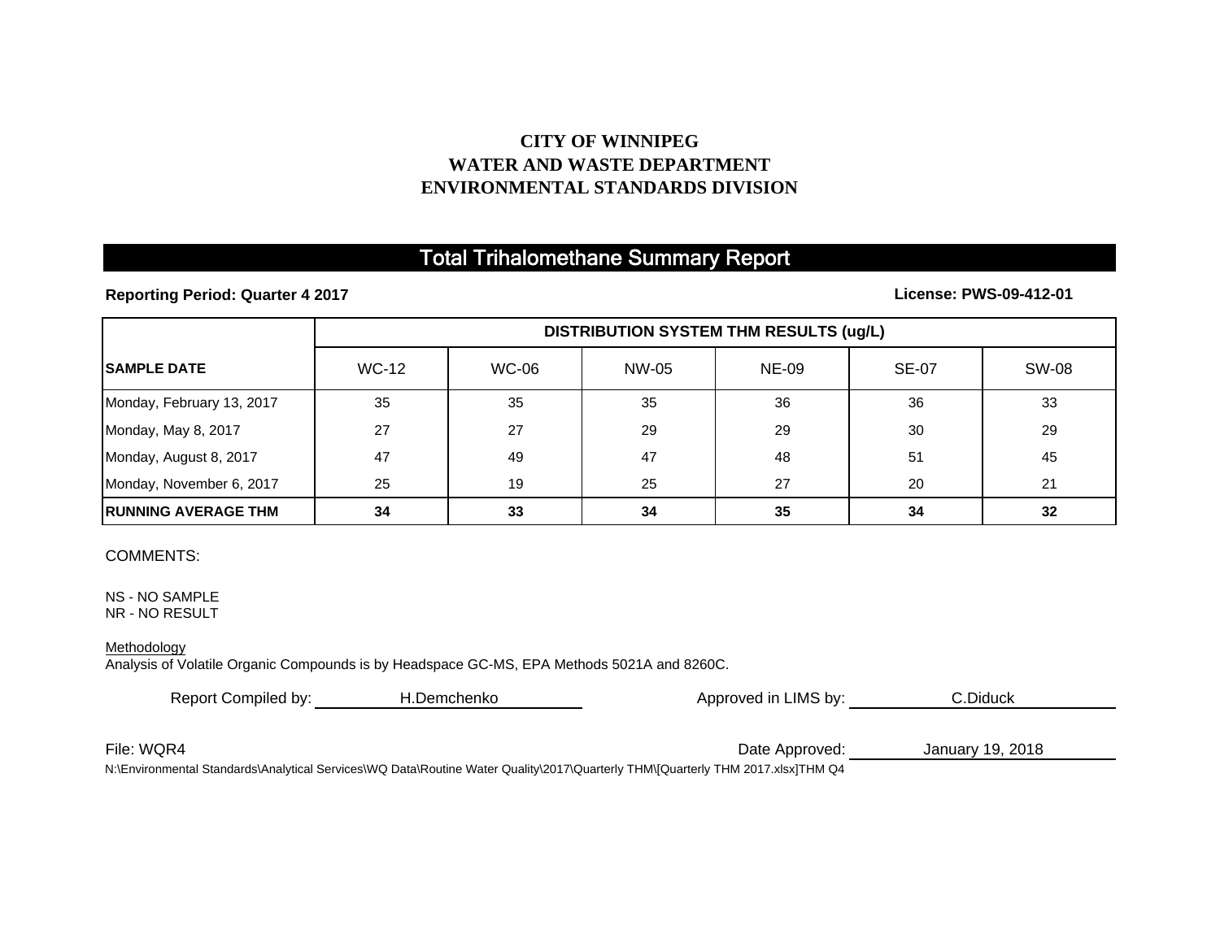**CITY OF WINNIPEG**
**WATER AND WASTE DEPARTMENT**
**ENVIRONMENTAL STANDARDS DIVISION**

# Total Trihalomethane Summary Report

**Reporting Period: Quarter 4 2017** **License: PWS-09-412-01**

| | DISTRIBUTION SYSTEM THM RESULTS (ug/L) | | | | | |
|---|---|---|---|---|---|---|
| **SAMPLE DATE** | WC-12 | WC-06 | NW-05 | NE-09 | SE-07 | SW-08 |
| Monday, February 13, 2017 | 35 | 35 | 35 | 36 | 36 | 33 |
| Monday, May 8, 2017 | 27 | 27 | 29 | 29 | 30 | 29 |
| Monday, August 8, 2017 | 47 | 49 | 47 | 48 | 51 | 45 |
| Monday, November 6, 2017 | 25 | 19 | 25 | 27 | 20 | 21 |
| **RUNNING AVERAGE THM** | **34** | **33** | **34** | **35** | **34** | **32** |

COMMENTS:

NS - NO SAMPLE
NR - NO RESULT

Methodology
Analysis of Volatile Organic Compounds is by Headspace GC-MS, EPA Methods 5021A and 8260C.

Report Compiled by: H.Demchenko Approved in LIMS by: C.Diduck

File: WQR4 Date Approved: January 19, 2018

N:\Environmental Standards\Analytical Services\WQ Data\Routine Water Quality\2017\Quarterly THM\[Quarterly THM 2017.xlsx]THM Q4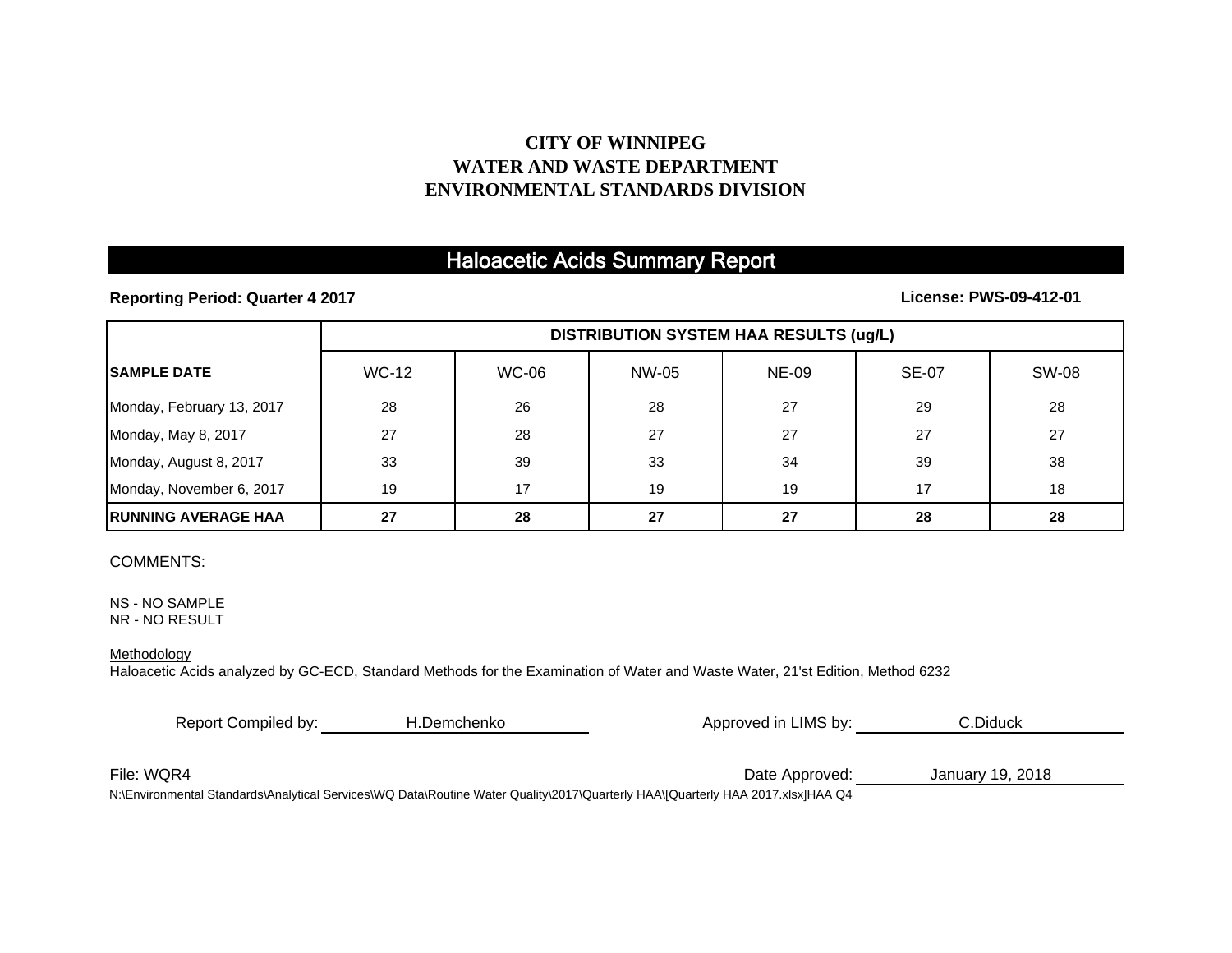**CITY OF WINNIPEG**
**WATER AND WASTE DEPARTMENT**
**ENVIRONMENTAL STANDARDS DIVISION**

# Haloacetic Acids Summary Report

**Reporting Period: Quarter 4 2017**

**License: PWS-09-412-01**

| | DISTRIBUTION SYSTEM HAA RESULTS (ug/L) | | | | | |
|---|---|---|---|---|---|---|
| **SAMPLE DATE** | WC-12 | WC-06 | NW-05 | NE-09 | SE-07 | SW-08 |
| Monday, February 13, 2017 | 28 | 26 | 28 | 27 | 29 | 28 |
| Monday, May 8, 2017 | 27 | 28 | 27 | 27 | 27 | 27 |
| Monday, August 8, 2017 | 33 | 39 | 33 | 34 | 39 | 38 |
| Monday, November 6, 2017 | 19 | 17 | 19 | 19 | 17 | 18 |
| **RUNNING AVERAGE HAA** | **27** | **28** | **27** | **27** | **28** | **28** |

COMMENTS:

NS - NO SAMPLE
NR - NO RESULT

Methodology
Haloacetic Acids analyzed by GC-ECD, Standard Methods for the Examination of Water and Waste Water, 21'st Edition, Method 6232

Report Compiled by: H.Demchenko

Approved in LIMS by: C.Diduck

File: WQR4

Date Approved: January 19, 2018

N:\Environmental Standards\Analytical Services\WQ Data\Routine Water Quality\2017\Quarterly HAA\[Quarterly HAA 2017.xlsx]HAA Q4